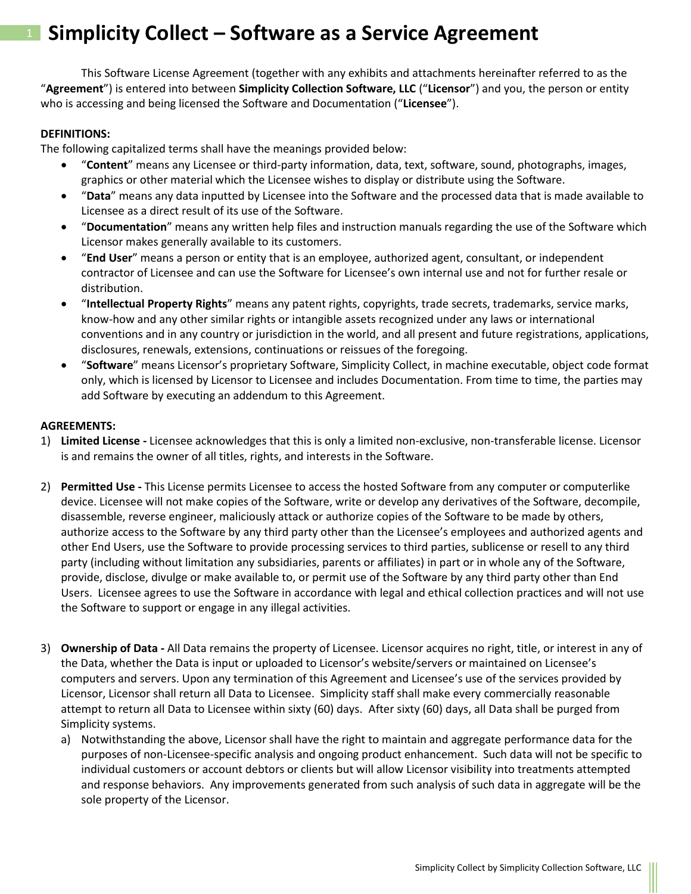# Simplicity Collect – Software as a Service Agreement

This Software License Agreement (together with any exhibits and attachments hereinafter referred to as the "**Agreement**") is entered into between **Simplicity Collection Software, LLC** ("**Licensor**") and you, the person or entity who is accessing and being licensed the Software and Documentation ("**Licensee**").

**DEFINITIONS:**

The following capitalized terms shall have the meanings provided below:

- "**Content**" means any Licensee or third-party information, data, text, software, sound, photographs, images, graphics or other material which the Licensee wishes to display or distribute using the Software.
- "**Data**" means any data inputted by Licensee into the Software and the processed data that is made available to Licensee as a direct result of its use of the Software.
- "**Documentation**" means any written help files and instruction manuals regarding the use of the Software which Licensor makes generally available to its customers.
- "**End User**" means a person or entity that is an employee, authorized agent, consultant, or independent contractor of Licensee and can use the Software for Licensee's own internal use and not for further resale or distribution.
- "**Intellectual Property Rights**" means any patent rights, copyrights, trade secrets, trademarks, service marks, know-how and any other similar rights or intangible assets recognized under any laws or international conventions and in any country or jurisdiction in the world, and all present and future registrations, applications, disclosures, renewals, extensions, continuations or reissues of the foregoing.
- "**Software**" means Licensor's proprietary Software, Simplicity Collect, in machine executable, object code format only, which is licensed by Licensor to Licensee and includes Documentation. From time to time, the parties may add Software by executing an addendum to this Agreement.

**AGREEMENTS:**

1) **Limited License -** Licensee acknowledges that this is only a limited non-exclusive, non-transferable license. Licensor is and remains the owner of all titles, rights, and interests in the Software.

2) **Permitted Use -** This License permits Licensee to access the hosted Software from any computer or computerlike device. Licensee will not make copies of the Software, write or develop any derivatives of the Software, decompile, disassemble, reverse engineer, maliciously attack or authorize copies of the Software to be made by others, authorize access to the Software by any third party other than the Licensee's employees and authorized agents and other End Users, use the Software to provide processing services to third parties, sublicense or resell to any third party (including without limitation any subsidiaries, parents or affiliates) in part or in whole any of the Software, provide, disclose, divulge or make available to, or permit use of the Software by any third party other than End Users. Licensee agrees to use the Software in accordance with legal and ethical collection practices and will not use the Software to support or engage in any illegal activities.

3) **Ownership of Data -** All Data remains the property of Licensee. Licensor acquires no right, title, or interest in any of the Data, whether the Data is input or uploaded to Licensor's website/servers or maintained on Licensee's computers and servers. Upon any termination of this Agreement and Licensee's use of the services provided by Licensor, Licensor shall return all Data to Licensee. Simplicity staff shall make every commercially reasonable attempt to return all Data to Licensee within sixty (60) days. After sixty (60) days, all Data shall be purged from Simplicity systems.
   a) Notwithstanding the above, Licensor shall have the right to maintain and aggregate performance data for the purposes of non-Licensee-specific analysis and ongoing product enhancement. Such data will not be specific to individual customers or account debtors or clients but will allow Licensor visibility into treatments attempted and response behaviors. Any improvements generated from such analysis of such data in aggregate will be the sole property of the Licensor.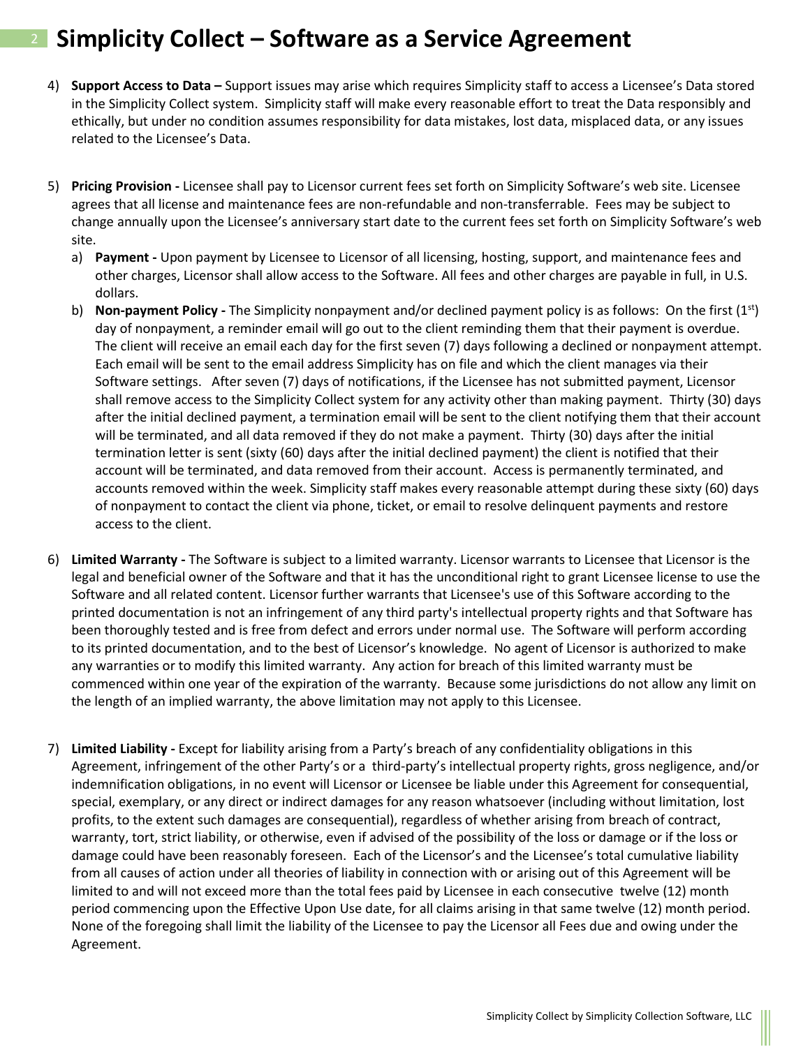4) **Support Access to Data –** Support issues may arise which requires Simplicity staff to access a Licensee's Data stored in the Simplicity Collect system. Simplicity staff will make every reasonable effort to treat the Data responsibly and ethically, but under no condition assumes responsibility for data mistakes, lost data, misplaced data, or any issues related to the Licensee's Data.

5) **Pricing Provision -** Licensee shall pay to Licensor current fees set forth on Simplicity Software's web site. Licensee agrees that all license and maintenance fees are non-refundable and non-transferrable. Fees may be subject to change annually upon the Licensee's anniversary start date to the current fees set forth on Simplicity Software's web site.
   a) **Payment -** Upon payment by Licensee to Licensor of all licensing, hosting, support, and maintenance fees and other charges, Licensor shall allow access to the Software. All fees and other charges are payable in full, in U.S. dollars.
   b) **Non-payment Policy -** The Simplicity nonpayment and/or declined payment policy is as follows: On the first (1st) day of nonpayment, a reminder email will go out to the client reminding them that their payment is overdue. The client will receive an email each day for the first seven (7) days following a declined or nonpayment attempt. Each email will be sent to the email address Simplicity has on file and which the client manages via their Software settings. After seven (7) days of notifications, if the Licensee has not submitted payment, Licensor shall remove access to the Simplicity Collect system for any activity other than making payment. Thirty (30) days after the initial declined payment, a termination email will be sent to the client notifying them that their account will be terminated, and all data removed if they do not make a payment. Thirty (30) days after the initial termination letter is sent (sixty (60) days after the initial declined payment) the client is notified that their account will be terminated, and data removed from their account. Access is permanently terminated, and accounts removed within the week. Simplicity staff makes every reasonable attempt during these sixty (60) days of nonpayment to contact the client via phone, ticket, or email to resolve delinquent payments and restore access to the client.

6) **Limited Warranty -** The Software is subject to a limited warranty. Licensor warrants to Licensee that Licensor is the legal and beneficial owner of the Software and that it has the unconditional right to grant Licensee license to use the Software and all related content. Licensor further warrants that Licensee's use of this Software according to the printed documentation is not an infringement of any third party's intellectual property rights and that Software has been thoroughly tested and is free from defect and errors under normal use. The Software will perform according to its printed documentation, and to the best of Licensor's knowledge. No agent of Licensor is authorized to make any warranties or to modify this limited warranty. Any action for breach of this limited warranty must be commenced within one year of the expiration of the warranty. Because some jurisdictions do not allow any limit on the length of an implied warranty, the above limitation may not apply to this Licensee.

7) **Limited Liability -** Except for liability arising from a Party's breach of any confidentiality obligations in this Agreement, infringement of the other Party's or a third-party's intellectual property rights, gross negligence, and/or indemnification obligations, in no event will Licensor or Licensee be liable under this Agreement for consequential, special, exemplary, or any direct or indirect damages for any reason whatsoever (including without limitation, lost profits, to the extent such damages are consequential), regardless of whether arising from breach of contract, warranty, tort, strict liability, or otherwise, even if advised of the possibility of the loss or damage or if the loss or damage could have been reasonably foreseen. Each of the Licensor's and the Licensee's total cumulative liability from all causes of action under all theories of liability in connection with or arising out of this Agreement will be limited to and will not exceed more than the total fees paid by Licensee in each consecutive twelve (12) month period commencing upon the Effective Upon Use date, for all claims arising in that same twelve (12) month period. None of the foregoing shall limit the liability of the Licensee to pay the Licensor all Fees due and owing under the Agreement.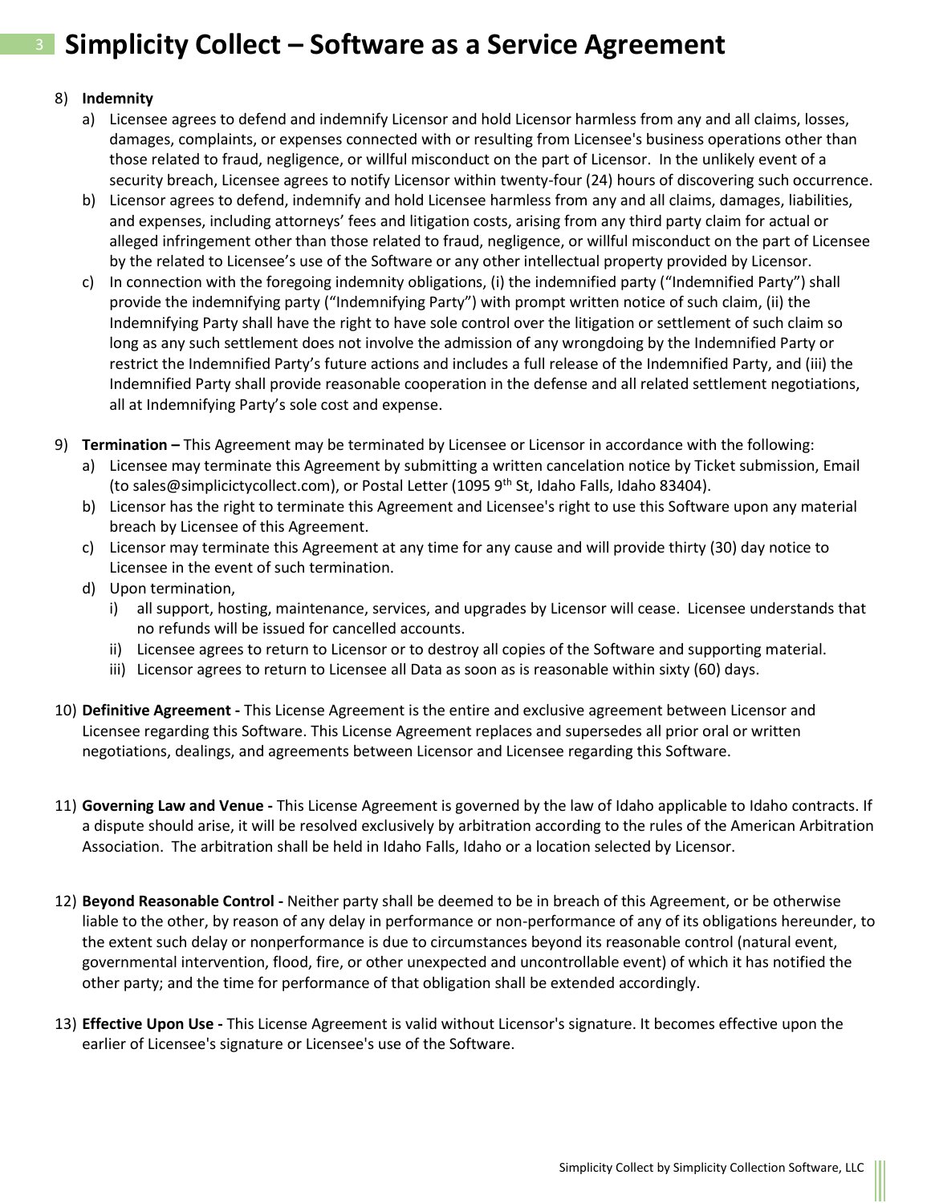# Simplicity Collect – Software as a Service Agreement

8) **Indemnity**
   a) Licensee agrees to defend and indemnify Licensor and hold Licensor harmless from any and all claims, losses, damages, complaints, or expenses connected with or resulting from Licensee's business operations other than those related to fraud, negligence, or willful misconduct on the part of Licensor. In the unlikely event of a security breach, Licensee agrees to notify Licensor within twenty-four (24) hours of discovering such occurrence.
   b) Licensor agrees to defend, indemnify and hold Licensee harmless from any and all claims, damages, liabilities, and expenses, including attorneys' fees and litigation costs, arising from any third party claim for actual or alleged infringement other than those related to fraud, negligence, or willful misconduct on the part of Licensee by the related to Licensee's use of the Software or any other intellectual property provided by Licensor.
   c) In connection with the foregoing indemnity obligations, (i) the indemnified party ("Indemnified Party") shall provide the indemnifying party ("Indemnifying Party") with prompt written notice of such claim, (ii) the Indemnifying Party shall have the right to have sole control over the litigation or settlement of such claim so long as any such settlement does not involve the admission of any wrongdoing by the Indemnified Party or restrict the Indemnified Party's future actions and includes a full release of the Indemnified Party, and (iii) the Indemnified Party shall provide reasonable cooperation in the defense and all related settlement negotiations, all at Indemnifying Party's sole cost and expense.

9) **Termination –** This Agreement may be terminated by Licensee or Licensor in accordance with the following:
   a) Licensee may terminate this Agreement by submitting a written cancelation notice by Ticket submission, Email (to sales@simplicictycollect.com), or Postal Letter (1095 9th St, Idaho Falls, Idaho 83404).
   b) Licensor has the right to terminate this Agreement and Licensee's right to use this Software upon any material breach by Licensee of this Agreement.
   c) Licensor may terminate this Agreement at any time for any cause and will provide thirty (30) day notice to Licensee in the event of such termination.
   d) Upon termination,
      i) all support, hosting, maintenance, services, and upgrades by Licensor will cease. Licensee understands that no refunds will be issued for cancelled accounts.
      ii) Licensee agrees to return to Licensor or to destroy all copies of the Software and supporting material.
      iii) Licensor agrees to return to Licensee all Data as soon as is reasonable within sixty (60) days.

10) **Definitive Agreement -** This License Agreement is the entire and exclusive agreement between Licensor and Licensee regarding this Software. This License Agreement replaces and supersedes all prior oral or written negotiations, dealings, and agreements between Licensor and Licensee regarding this Software.

11) **Governing Law and Venue -** This License Agreement is governed by the law of Idaho applicable to Idaho contracts. If a dispute should arise, it will be resolved exclusively by arbitration according to the rules of the American Arbitration Association. The arbitration shall be held in Idaho Falls, Idaho or a location selected by Licensor.

12) **Beyond Reasonable Control -** Neither party shall be deemed to be in breach of this Agreement, or be otherwise liable to the other, by reason of any delay in performance or non-performance of any of its obligations hereunder, to the extent such delay or nonperformance is due to circumstances beyond its reasonable control (natural event, governmental intervention, flood, fire, or other unexpected and uncontrollable event) of which it has notified the other party; and the time for performance of that obligation shall be extended accordingly.

13) **Effective Upon Use -** This License Agreement is valid without Licensor's signature. It becomes effective upon the earlier of Licensee's signature or Licensee's use of the Software.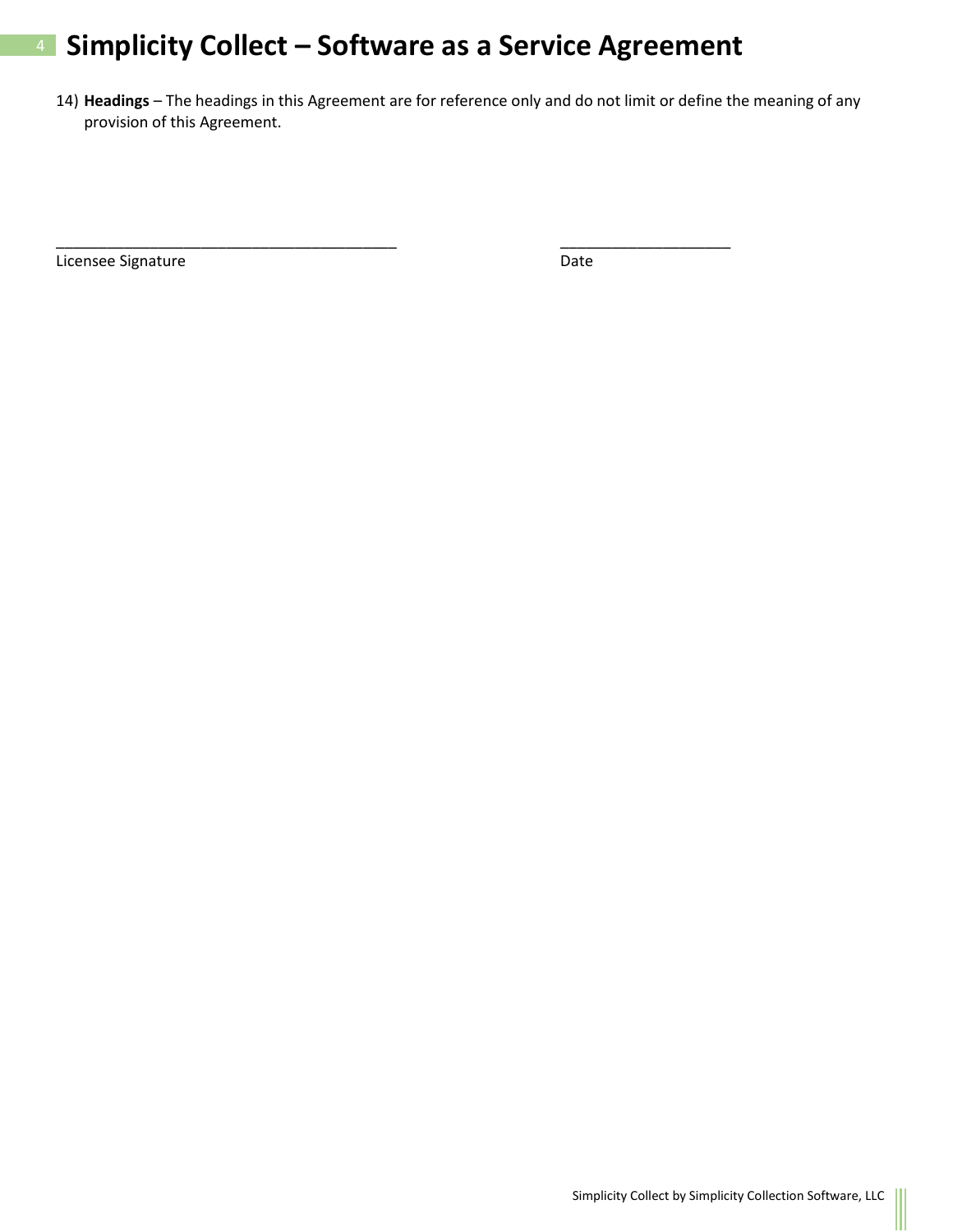14) **Headings** – The headings in this Agreement are for reference only and do not limit or define the meaning of any provision of this Agreement.

\_\_\_\_\_\_\_\_\_\_\_\_\_\_\_\_\_\_\_\_\_\_\_\_\_\_\_\_\_\_\_\_\_\_\_\_\_\_\_\_\_\_ \_\_\_\_\_\_\_\_\_\_\_\_\_\_\_\_\_\_\_\_\_

Licensee Signature Date